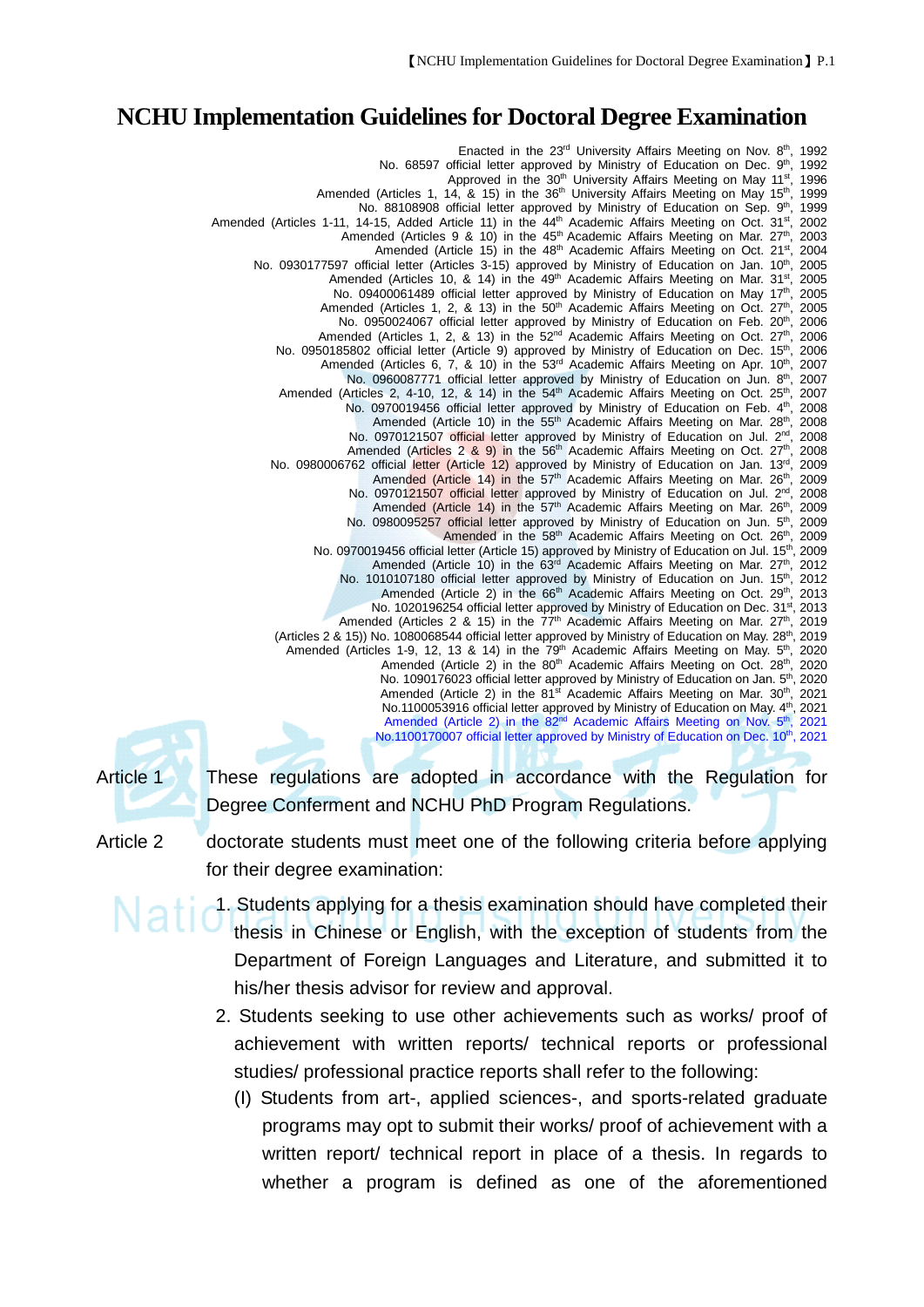# NCHU Implementation Guidelines for Doctoral Degree Examination

Enacted in the 23rd University Affairs Meeting on Nov. 8th, 1992
No. 68597 official letter approved by Ministry of Education on Dec. 9th, 1992
Approved in the 30th University Affairs Meeting on May 11st, 1996
Amended (Articles 1, 14, & 15) in the 36th University Affairs Meeting on May 15th, 1999
No. 88108908 official letter approved by Ministry of Education on Sep. 9th, 1999
Amended (Articles 1-11, 14-15, Added Article 11) in the 44th Academic Affairs Meeting on Oct. 31st, 2002
Amended (Articles 9 & 10) in the 45th Academic Affairs Meeting on Mar. 27th, 2003
Amended (Article 15) in the 48th Academic Affairs Meeting on Oct. 21st, 2004
No. 0930177597 official letter (Articles 3-15) approved by Ministry of Education on Jan. 10th, 2005
Amended (Articles 10, & 14) in the 49th Academic Affairs Meeting on Mar. 31st, 2005
No. 09400061489 official letter approved by Ministry of Education on May 17th, 2005
Amended (Articles 1, 2, & 13) in the 50th Academic Affairs Meeting on Oct. 27th, 2005
No. 0950024067 official letter approved by Ministry of Education on Feb. 20th, 2006
Amended (Articles 1, 2, & 13) in the 52nd Academic Affairs Meeting on Oct. 27th, 2006
No. 0950185802 official letter (Article 9) approved by Ministry of Education on Dec. 15th, 2006
Amended (Articles 6, 7, & 10) in the 53rd Academic Affairs Meeting on Apr. 10th, 2007
No. 0960087771 official letter approved by Ministry of Education on Jun. 8th, 2007
Amended (Articles 2, 4-10, 12, & 14) in the 54th Academic Affairs Meeting on Oct. 25th, 2007
No. 0970019456 official letter approved by Ministry of Education on Feb. 4th, 2008
Amended (Article 10) in the 55th Academic Affairs Meeting on Mar. 28th, 2008
No. 0970121507 official letter approved by Ministry of Education on Jul. 2nd, 2008
Amended (Articles 2 & 9) in the 56th Academic Affairs Meeting on Oct. 27th, 2008
No. 0980006762 official letter (Article 12) approved by Ministry of Education on Jan. 13rd, 2009
Amended (Article 14) in the 57th Academic Affairs Meeting on Mar. 26th, 2009
No. 0970121507 official letter approved by Ministry of Education on Jul. 2nd, 2008
Amended (Article 14) in the 57th Academic Affairs Meeting on Mar. 26th, 2009
No. 0980095257 official letter approved by Ministry of Education on Jun. 5th, 2009
Amended in the 58th Academic Affairs Meeting on Oct. 26th, 2009
No. 0970019456 official letter (Article 15) approved by Ministry of Education on Jul. 15th, 2009
Amended (Article 10) in the 63rd Academic Affairs Meeting on Mar. 27th, 2012
No. 1010107180 official letter approved by Ministry of Education on Jun. 15th, 2012
Amended (Article 2) in the 66th Academic Affairs Meeting on Oct. 29th, 2013
No. 1020196254 official letter approved by Ministry of Education on Dec. 31st, 2013
Amended (Articles 2 & 15) in the 77th Academic Affairs Meeting on Mar. 27th, 2019
(Articles 2 & 15)) No. 1080068544 official letter approved by Ministry of Education on May. 28th, 2019
Amended (Articles 1-9, 12, 13 & 14) in the 79th Academic Affairs Meeting on May. 5th, 2020
Amended (Article 2) in the 80th Academic Affairs Meeting on Oct. 28th, 2020
No. 1090176023 official letter approved by Ministry of Education on Jan. 5th, 2020
Amended (Article 2) in the 81st Academic Affairs Meeting on Mar. 30th, 2021
No.1100053916 official letter approved by Ministry of Education on May. 4th, 2021
Amended (Article 2) in the 82nd Academic Affairs Meeting on Nov. 5th, 2021
No.1100170007 official letter approved by Ministry of Education on Dec. 10th, 2021

Article 1 These regulations are adopted in accordance with the Regulation for Degree Conferment and NCHU PhD Program Regulations.

Article 2 doctorate students must meet one of the following criteria before applying for their degree examination:

1. Students applying for a thesis examination should have completed their thesis in Chinese or English, with the exception of students from the Department of Foreign Languages and Literature, and submitted it to his/her thesis advisor for review and approval.
2. Students seeking to use other achievements such as works/ proof of achievement with written reports/ technical reports or professional studies/ professional practice reports shall refer to the following:
   (I) Students from art-, applied sciences-, and sports-related graduate programs may opt to submit their works/ proof of achievement with a written report/ technical report in place of a thesis. In regards to whether a program is defined as one of the aforementioned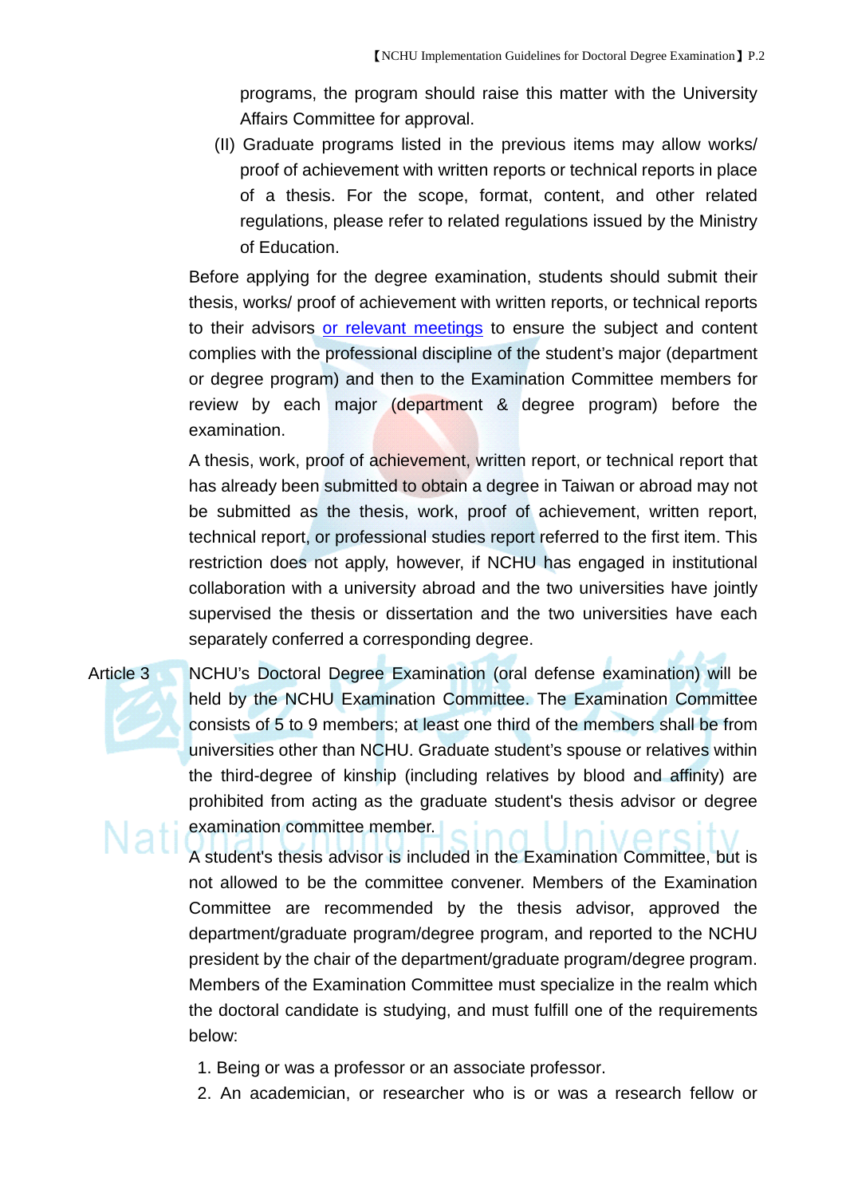programs, the program should raise this matter with the University Affairs Committee for approval.

(II) Graduate programs listed in the previous items may allow works/ proof of achievement with written reports or technical reports in place of a thesis. For the scope, format, content, and other related regulations, please refer to related regulations issued by the Ministry of Education.

Before applying for the degree examination, students should submit their thesis, works/ proof of achievement with written reports, or technical reports to their advisors or relevant meetings to ensure the subject and content complies with the professional discipline of the student's major (department or degree program) and then to the Examination Committee members for review by each major (department & degree program) before the examination.

A thesis, work, proof of achievement, written report, or technical report that has already been submitted to obtain a degree in Taiwan or abroad may not be submitted as the thesis, work, proof of achievement, written report, technical report, or professional studies report referred to the first item. This restriction does not apply, however, if NCHU has engaged in institutional collaboration with a university abroad and the two universities have jointly supervised the thesis or dissertation and the two universities have each separately conferred a corresponding degree.

Article 3 NCHU's Doctoral Degree Examination (oral defense examination) will be held by the NCHU Examination Committee. The Examination Committee consists of 5 to 9 members; at least one third of the members shall be from universities other than NCHU. Graduate student's spouse or relatives within the third-degree of kinship (including relatives by blood and affinity) are prohibited from acting as the graduate student's thesis advisor or degree examination committee member.

A student's thesis advisor is included in the Examination Committee, but is not allowed to be the committee convener. Members of the Examination Committee are recommended by the thesis advisor, approved the department/graduate program/degree program, and reported to the NCHU president by the chair of the department/graduate program/degree program. Members of the Examination Committee must specialize in the realm which the doctoral candidate is studying, and must fulfill one of the requirements below:

1. Being or was a professor or an associate professor.
2. An academician, or researcher who is or was a research fellow or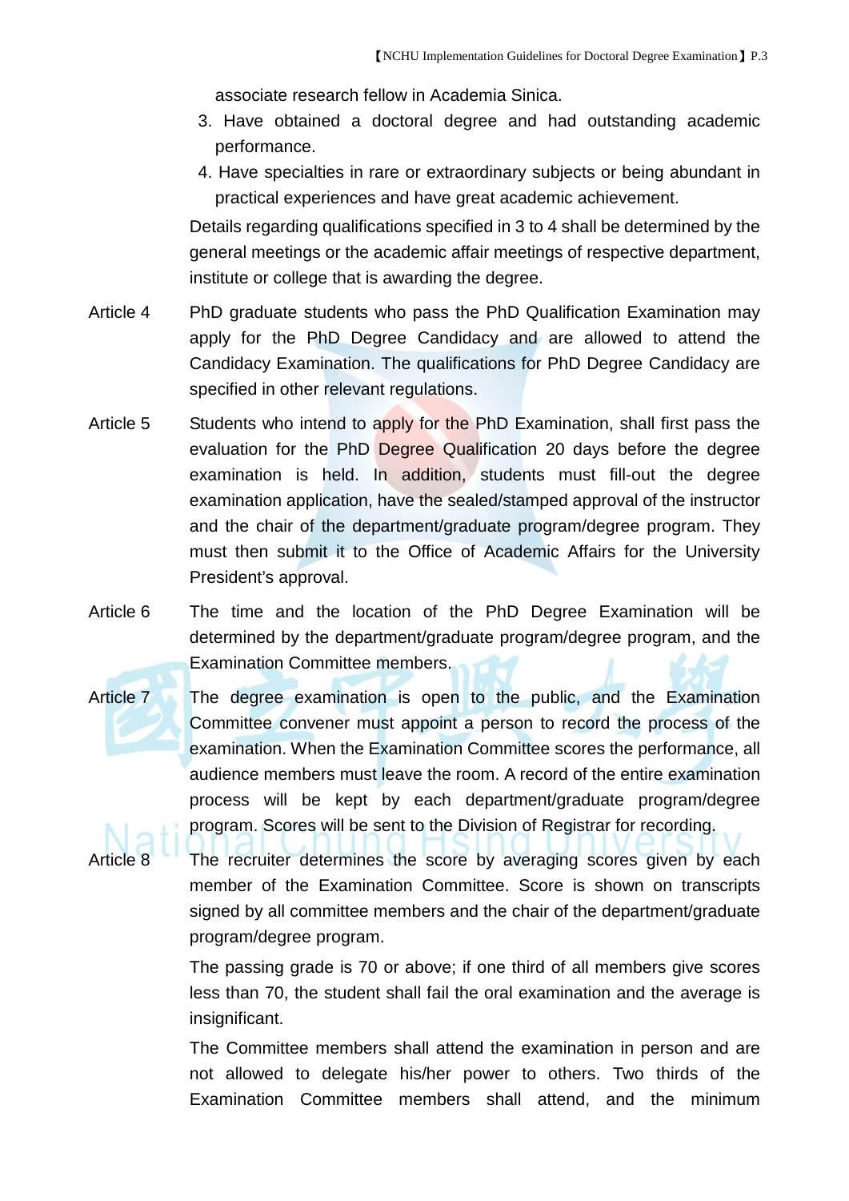associate research fellow in Academia Sinica.

3. Have obtained a doctoral degree and had outstanding academic performance.
4. Have specialties in rare or extraordinary subjects or being abundant in practical experiences and have great academic achievement.

Details regarding qualifications specified in 3 to 4 shall be determined by the general meetings or the academic affair meetings of respective department, institute or college that is awarding the degree.

Article 4 PhD graduate students who pass the PhD Qualification Examination may apply for the PhD Degree Candidacy and are allowed to attend the Candidacy Examination. The qualifications for PhD Degree Candidacy are specified in other relevant regulations.

Article 5 Students who intend to apply for the PhD Examination, shall first pass the evaluation for the PhD Degree Qualification 20 days before the degree examination is held. In addition, students must fill-out the degree examination application, have the sealed/stamped approval of the instructor and the chair of the department/graduate program/degree program. They must then submit it to the Office of Academic Affairs for the University President's approval.

Article 6 The time and the location of the PhD Degree Examination will be determined by the department/graduate program/degree program, and the Examination Committee members.

Article 7 The degree examination is open to the public, and the Examination Committee convener must appoint a person to record the process of the examination. When the Examination Committee scores the performance, all audience members must leave the room. A record of the entire examination process will be kept by each department/graduate program/degree program. Scores will be sent to the Division of Registrar for recording.

Article 8 The recruiter determines the score by averaging scores given by each member of the Examination Committee. Score is shown on transcripts signed by all committee members and the chair of the department/graduate program/degree program.

The passing grade is 70 or above; if one third of all members give scores less than 70, the student shall fail the oral examination and the average is insignificant.

The Committee members shall attend the examination in person and are not allowed to delegate his/her power to others. Two thirds of the Examination Committee members shall attend, and the minimum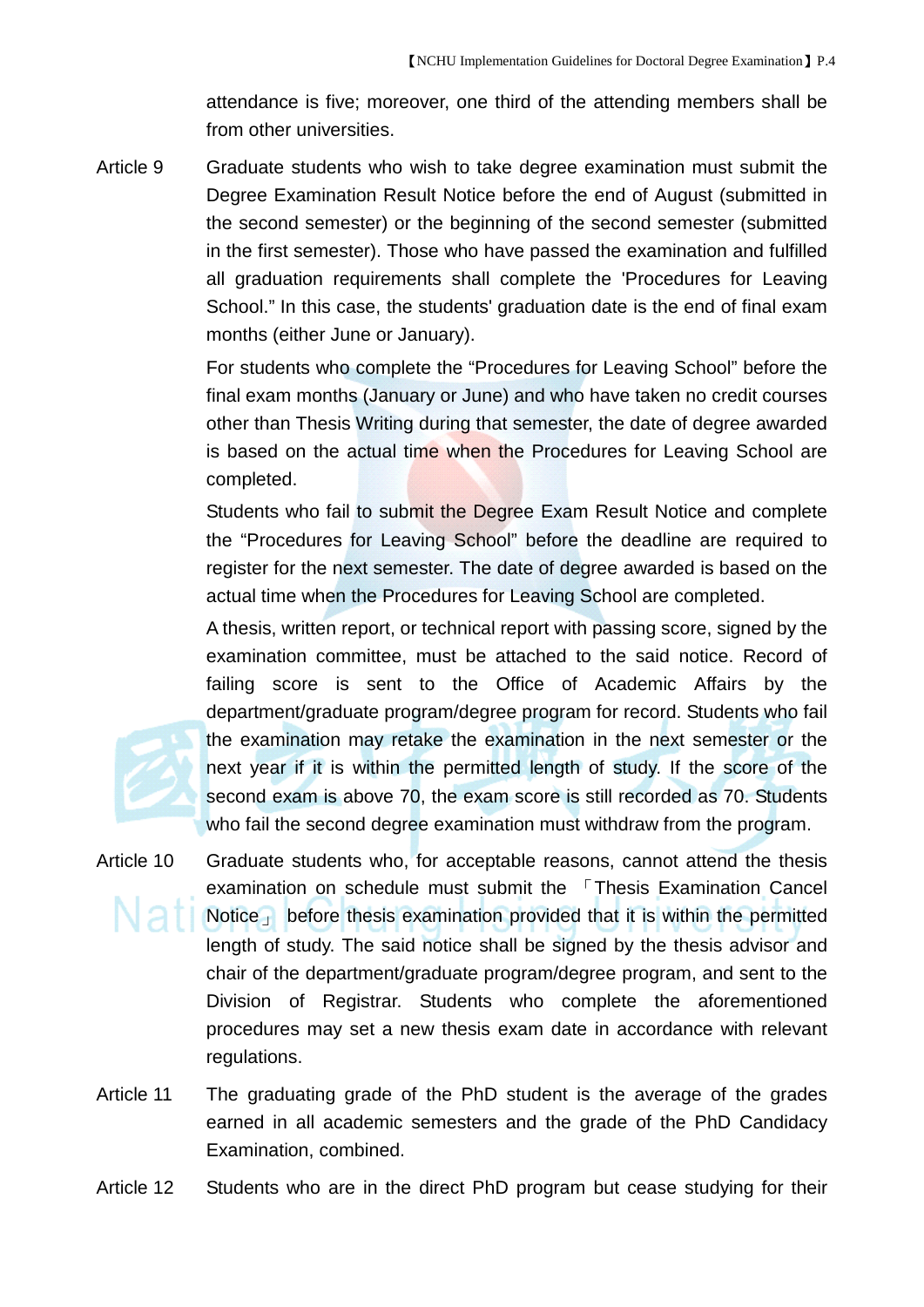attendance is five; moreover, one third of the attending members shall be from other universities.

Article 9 Graduate students who wish to take degree examination must submit the Degree Examination Result Notice before the end of August (submitted in the second semester) or the beginning of the second semester (submitted in the first semester). Those who have passed the examination and fulfilled all graduation requirements shall complete the 'Procedures for Leaving School." In this case, the students' graduation date is the end of final exam months (either June or January).

For students who complete the "Procedures for Leaving School" before the final exam months (January or June) and who have taken no credit courses other than Thesis Writing during that semester, the date of degree awarded is based on the actual time when the Procedures for Leaving School are completed.

Students who fail to submit the Degree Exam Result Notice and complete the "Procedures for Leaving School" before the deadline are required to register for the next semester. The date of degree awarded is based on the actual time when the Procedures for Leaving School are completed.

A thesis, written report, or technical report with passing score, signed by the examination committee, must be attached to the said notice. Record of failing score is sent to the Office of Academic Affairs by the department/graduate program/degree program for record. Students who fail the examination may retake the examination in the next semester or the next year if it is within the permitted length of study. If the score of the second exam is above 70, the exam score is still recorded as 70. Students who fail the second degree examination must withdraw from the program.

Article 10 Graduate students who, for acceptable reasons, cannot attend the thesis examination on schedule must submit the 「Thesis Examination Cancel Notice」 before thesis examination provided that it is within the permitted length of study. The said notice shall be signed by the thesis advisor and chair of the department/graduate program/degree program, and sent to the Division of Registrar. Students who complete the aforementioned procedures may set a new thesis exam date in accordance with relevant regulations.

Article 11 The graduating grade of the PhD student is the average of the grades earned in all academic semesters and the grade of the PhD Candidacy Examination, combined.

Article 12 Students who are in the direct PhD program but cease studying for their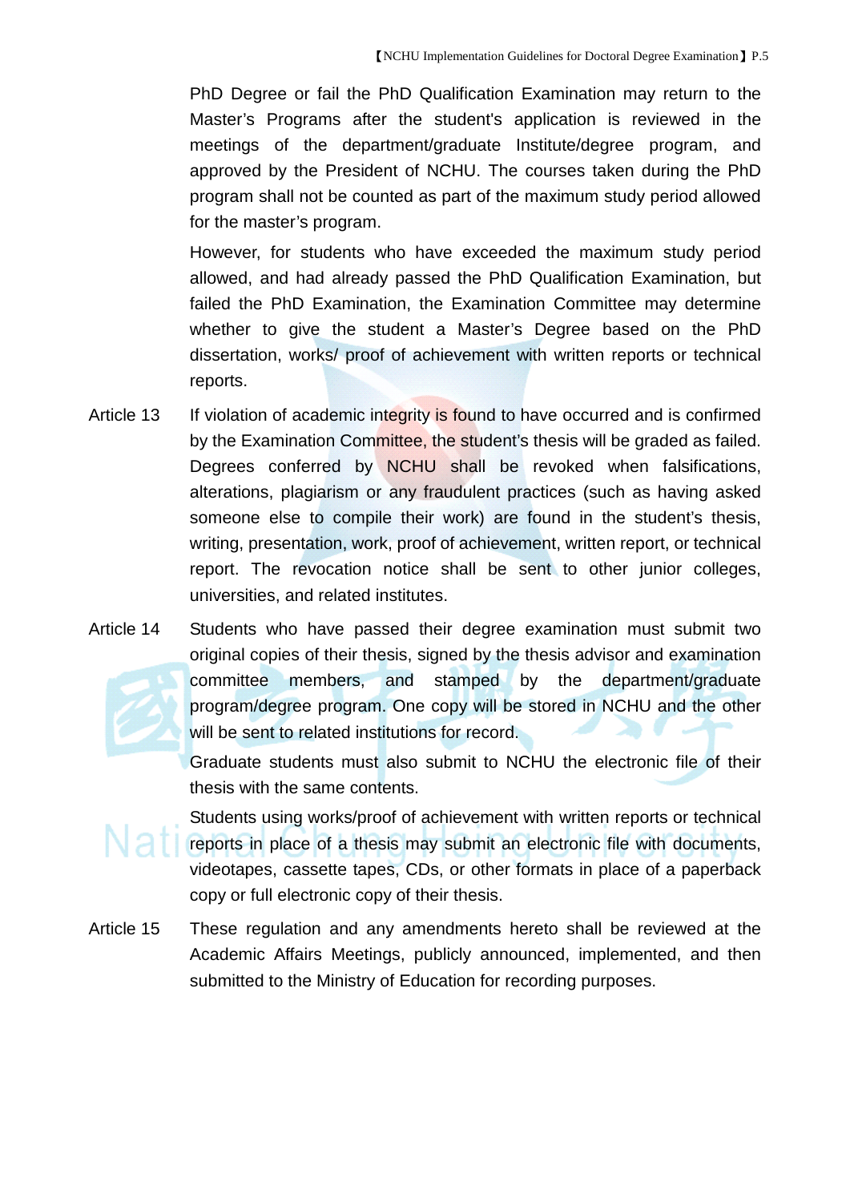PhD Degree or fail the PhD Qualification Examination may return to the Master's Programs after the student's application is reviewed in the meetings of the department/graduate Institute/degree program, and approved by the President of NCHU. The courses taken during the PhD program shall not be counted as part of the maximum study period allowed for the master's program.

However, for students who have exceeded the maximum study period allowed, and had already passed the PhD Qualification Examination, but failed the PhD Examination, the Examination Committee may determine whether to give the student a Master's Degree based on the PhD dissertation, works/ proof of achievement with written reports or technical reports.

**Article 13** If violation of academic integrity is found to have occurred and is confirmed by the Examination Committee, the student's thesis will be graded as failed. Degrees conferred by NCHU shall be revoked when falsifications, alterations, plagiarism or any fraudulent practices (such as having asked someone else to compile their work) are found in the student's thesis, writing, presentation, work, proof of achievement, written report, or technical report. The revocation notice shall be sent to other junior colleges, universities, and related institutes.

**Article 14** Students who have passed their degree examination must submit two original copies of their thesis, signed by the thesis advisor and examination committee members, and stamped by the department/graduate program/degree program. One copy will be stored in NCHU and the other will be sent to related institutions for record.

Graduate students must also submit to NCHU the electronic file of their thesis with the same contents.

Students using works/proof of achievement with written reports or technical reports in place of a thesis may submit an electronic file with documents, videotapes, cassette tapes, CDs, or other formats in place of a paperback copy or full electronic copy of their thesis.

**Article 15** These regulation and any amendments hereto shall be reviewed at the Academic Affairs Meetings, publicly announced, implemented, and then submitted to the Ministry of Education for recording purposes.